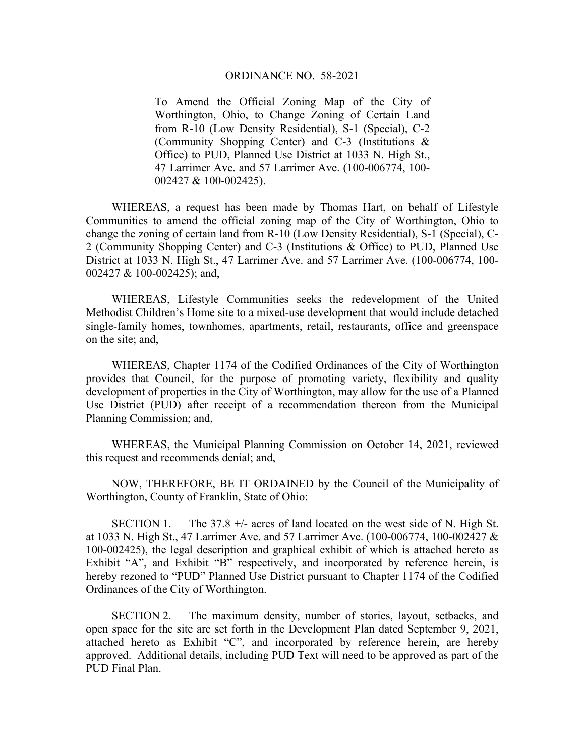# ORDINANCE NO. 58-2021

To Amend the Official Zoning Map of the City of Worthington, Ohio, to Change Zoning of Certain Land from R-10 (Low Density Residential), S-1 (Special), C-2 (Community Shopping Center) and C-3 (Institutions & Office) to PUD, Planned Use District at 1033 N. High St., 47 Larrimer Ave. and 57 Larrimer Ave. (100-006774, 100-002427 & 100-002425).

WHEREAS, a request has been made by Thomas Hart, on behalf of Lifestyle Communities to amend the official zoning map of the City of Worthington, Ohio to change the zoning of certain land from R-10 (Low Density Residential), S-1 (Special), C-2 (Community Shopping Center) and C-3 (Institutions & Office) to PUD, Planned Use District at 1033 N. High St., 47 Larrimer Ave. and 57 Larrimer Ave. (100-006774, 100-002427 & 100-002425); and,

WHEREAS, Lifestyle Communities seeks the redevelopment of the United Methodist Children's Home site to a mixed-use development that would include detached single-family homes, townhomes, apartments, retail, restaurants, office and greenspace on the site; and,

WHEREAS, Chapter 1174 of the Codified Ordinances of the City of Worthington provides that Council, for the purpose of promoting variety, flexibility and quality development of properties in the City of Worthington, may allow for the use of a Planned Use District (PUD) after receipt of a recommendation thereon from the Municipal Planning Commission; and,

WHEREAS, the Municipal Planning Commission on October 14, 2021, reviewed this request and recommends denial; and,

NOW, THEREFORE, BE IT ORDAINED by the Council of the Municipality of Worthington, County of Franklin, State of Ohio:

SECTION 1. The 37.8 +/- acres of land located on the west side of N. High St. at 1033 N. High St., 47 Larrimer Ave. and 57 Larrimer Ave. (100-006774, 100-002427 & 100-002425), the legal description and graphical exhibit of which is attached hereto as Exhibit "A", and Exhibit "B" respectively, and incorporated by reference herein, is hereby rezoned to "PUD" Planned Use District pursuant to Chapter 1174 of the Codified Ordinances of the City of Worthington.

SECTION 2. The maximum density, number of stories, layout, setbacks, and open space for the site are set forth in the Development Plan dated September 9, 2021, attached hereto as Exhibit "C", and incorporated by reference herein, are hereby approved. Additional details, including PUD Text will need to be approved as part of the PUD Final Plan.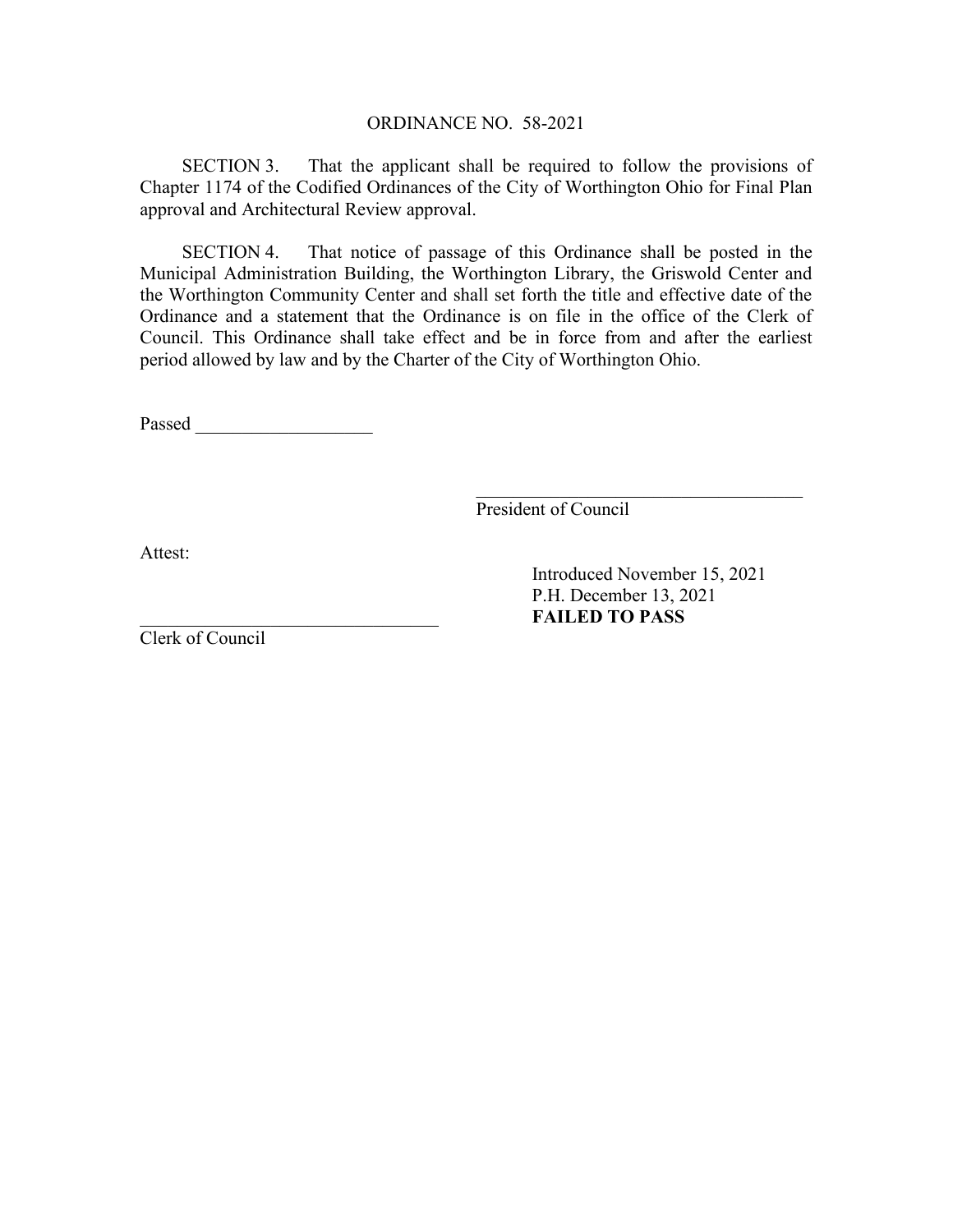ORDINANCE NO. 58-2021

SECTION 3. That the applicant shall be required to follow the provisions of Chapter 1174 of the Codified Ordinances of the City of Worthington Ohio for Final Plan approval and Architectural Review approval.

SECTION 4. That notice of passage of this Ordinance shall be posted in the Municipal Administration Building, the Worthington Library, the Griswold Center and the Worthington Community Center and shall set forth the title and effective date of the Ordinance and a statement that the Ordinance is on file in the office of the Clerk of Council. This Ordinance shall take effect and be in force from and after the earliest period allowed by law and by the Charter of the City of Worthington Ohio.

Passed ___________________

_____________________________________
President of Council

Attest:

________________________________
Clerk of Council

Introduced November 15, 2021
P.H. December 13, 2021
**FAILED TO PASS**